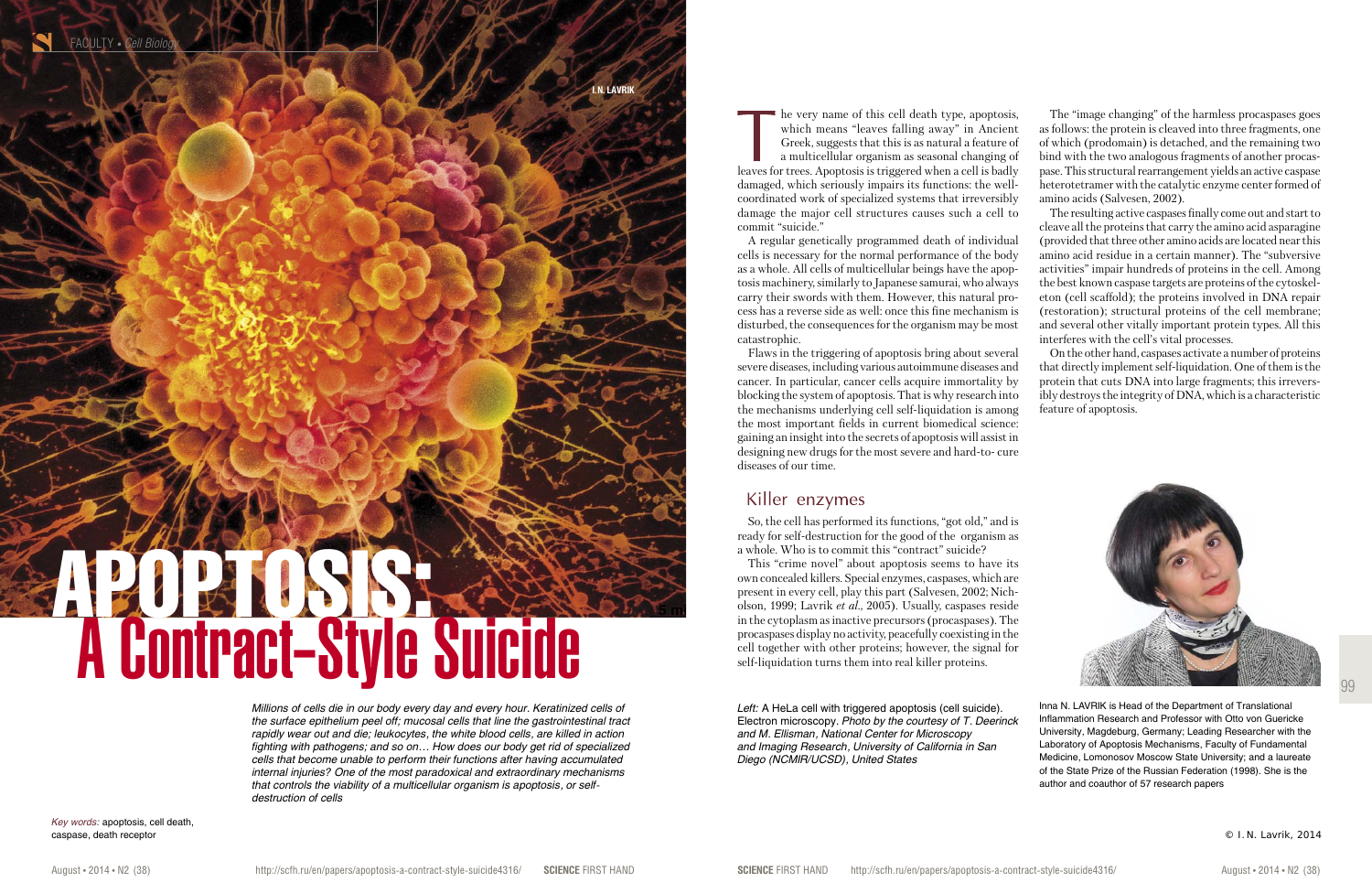I.N. LAVRIK

# APOPTOSIS: A Contract-Style Suicide

*Millions of cells die in our body every day and every hour. Keratinized cells of the surface epithelium peel off; mucosal cells that line the gastrointestinal tract rapidly wear out and die; leukocytes, the white blood cells, are killed in action fighting with pathogens; and so on… How does our body get rid of specialized cells that become unable to perform their functions after having accumulated internal injuries? One of the most paradoxical and extraordinary mechanisms that controls the viability of a multicellular organism is apoptosis, or self-destruction of cells*

*Key words:* apoptosis, cell death, caspase, death receptor

The very name of this cell death type, apoptosis, which means "leaves falling away" in Ancient Greek, suggests that this is as natural a feature of a multicellular organism as seasonal changing of leaves for trees. Apoptosis is triggered when a cell is badly damaged, which seriously impairs its functions: the well-coordinated work of specialized systems that irreversibly damage the major cell structures causes such a cell to commit "suicide."

A regular genetically programmed death of individual cells is necessary for the normal performance of the body as a whole. All cells of multicellular beings have the apoptosis machinery, similarly to Japanese samurai, who always carry their swords with them. However, this natural process has a reverse side as well: once this fine mechanism is disturbed, the consequences for the organism may be most catastrophic.

Flaws in the triggering of apoptosis bring about several severe diseases, including various autoimmune diseases and cancer. In particular, cancer cells acquire immortality by blocking the system of apoptosis. That is why research into the mechanisms underlying cell self-liquidation is among the most important fields in current biomedical science: gaining an insight into the secrets of apoptosis will assist in designing new drugs for the most severe and hard-to- cure diseases of our time.

## Killer enzymes

So, the cell has performed its functions, "got old," and is ready for self-destruction for the good of the organism as a whole. Who is to commit this "contract" suicide?

This "crime novel" about apoptosis seems to have its own concealed killers. Special enzymes, caspases, which are present in every cell, play this part (Salvesen, 2002; Nicholson, 1999; Lavrik *et al.*, 2005). Usually, caspases reside in the cytoplasm as inactive precursors (procaspases). The procaspases display no activity, peacefully coexisting in the cell together with other proteins; however, the signal for self-liquidation turns them into real killer proteins.

The "image changing" of the harmless procaspases goes as follows: the protein is cleaved into three fragments, one of which (prodomain) is detached, and the remaining two bind with the two analogous fragments of another procaspase. This structural rearrangement yields an active caspase heterotetramer with the catalytic enzyme center formed of amino acids (Salvesen, 2002).

The resulting active caspases finally come out and start to cleave all the proteins that carry the amino acid asparagine (provided that three other amino acids are located near this amino acid residue in a certain manner). The "subversive activities" impair hundreds of proteins in the cell. Among the best known caspase targets are proteins of the cytoskeleton (cell scaffold); the proteins involved in DNA repair (restoration); structural proteins of the cell membrane; and several other vitally important protein types. All this interferes with the cell's vital processes.

On the other hand, caspases activate a number of proteins that directly implement self-liquidation. One of them is the protein that cuts DNA into large fragments; this irreversibly destroys the integrity of DNA, which is a characteristic feature of apoptosis.

*Left:* A HeLa cell with triggered apoptosis (cell suicide). Electron microscopy. *Photo by the courtesy of T. Deerinck and M. Ellisman, National Center for Microscopy and Imaging Research, University of California in San Diego (NCMIR/UCSD), United States*

Inna N. LAVRIK is Head of the Department of Translational Inflammation Research and Professor with Otto von Guericke University, Magdeburg, Germany; Leading Researcher with the Laboratory of Apoptosis Mechanisms, Faculty of Fundamental Medicine, Lomonosov Moscow State University; and a laureate of the State Prize of the Russian Federation (1998). She is the author and coauthor of 57 research papers

© I.N. Lavrik, 2014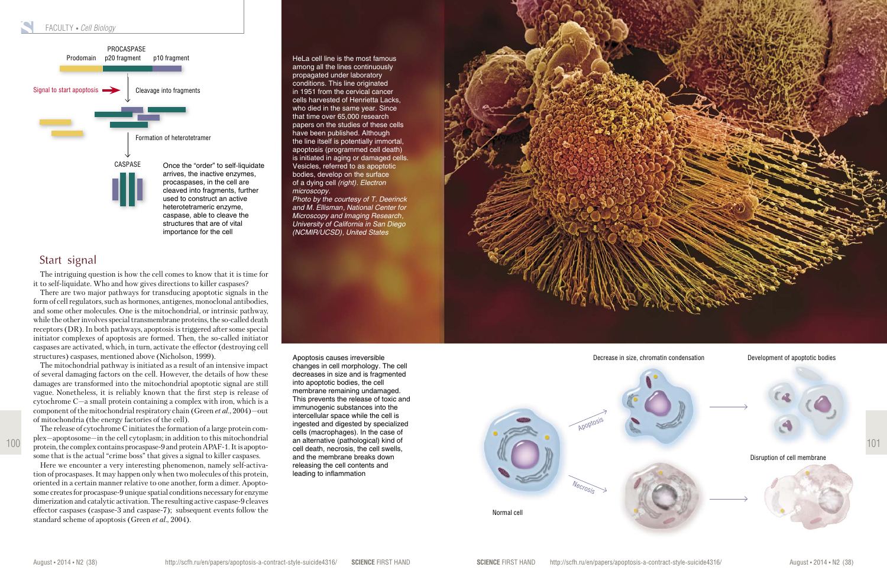PROCASPASE

Prodomain p20 fragment p10 fragment

Signal to start apoptosis

Cleavage into fragments

Formation of heterotetramer

CASPASE

Once the "order" to self-liquidate arrives, the inactive enzymes, procaspases, in the cell are cleaved into fragments, further used to construct an active heterotetrameric enzyme, caspase, able to cleave the structures that are of vital importance for the cell

## Start signal

The intriguing question is how the cell comes to know that it is time for it to self-liquidate. Who and how gives directions to killer caspases?

There are two major pathways for transducing apoptotic signals in the form of cell regulators, such as hormones, antigenes, monoclonal antibodies, and some other molecules. One is the mitochondrial, or intrinsic pathway, while the other involves special transmembrane proteins, the so-called death receptors (DR). In both pathways, apoptosis is triggered after some special initiator complexes of apoptosis are formed. Then, the so-called initiator caspases are activated, which, in turn, activate the effector (destroying cell structures) caspases, mentioned above (Nicholson, 1999).

The mitochondrial pathway is initiated as a result of an intensive impact of several damaging factors on the cell. However, the details of how these damages are transformed into the mitochondrial apoptotic signal are still vague. Nonetheless, it is reliably known that the first step is release of cytochrome C—a small protein containing a complex with iron, which is a component of the mitochondrial respiratory chain (Green *et al.*, 2004)—out of mitochondria (the energy factories of the cell).

The release of cytochrome C initiates the formation of a large protein complex—apoptosome—in the cell cytoplasm; in addition to this mitochondrial protein, the complex contains procaspase-9 and protein APAF-1. It is apoptosome that is the actual "crime boss" that gives a signal to killer caspases.

Here we encounter a very interesting phenomenon, namely self-activation of procaspases. It may happen only when two molecules of this protein, oriented in a certain manner relative to one another, form a dimer. Apoptosome creates for procaspase-9 unique spatial conditions necessary for enzyme dimerization and catalytic activation. The resulting active caspase-9 cleaves effector caspases (caspase-3 and caspase-7); subsequent events follow the standard scheme of apoptosis (Green *et al.*, 2004).

HeLa cell line is the most famous among all the lines continuously propagated under laboratory conditions. This line originated in 1951 from the cervical cancer cells harvested of Henrietta Lacks, who died in the same year. Since that time over 65,000 research papers on the studies of these cells have been published. Although the line itself is potentially immortal, apoptosis (programmed cell death) is initiated in aging or damaged cells. Vesicles, referred to as apoptotic bodies, develop on the surface of a dying cell *(right)*. *Electron microscopy.*
*Photo by the courtesy of T. Deerinck and M. Ellisman, National Center for Microscopy and Imaging Research, University of California in San Diego (NCMIR/UCSD), United States*

Apoptosis causes irreversible changes in cell morphology. The cell decreases in size and is fragmented into apoptotic bodies, the cell membrane remaining undamaged. This prevents the release of toxic and immunogenic substances into the intercellular space while the cell is ingested and digested by specialized cells (macrophages). In the case of an alternative (pathological) kind of cell death, necrosis, the cell swells, and the membrane breaks down releasing the cell contents and leading to inflammation

Normal cell

Apoptosis

Necrosis

Decrease in size, chromatin condensation

Development of apoptotic bodies

Disruption of cell membrane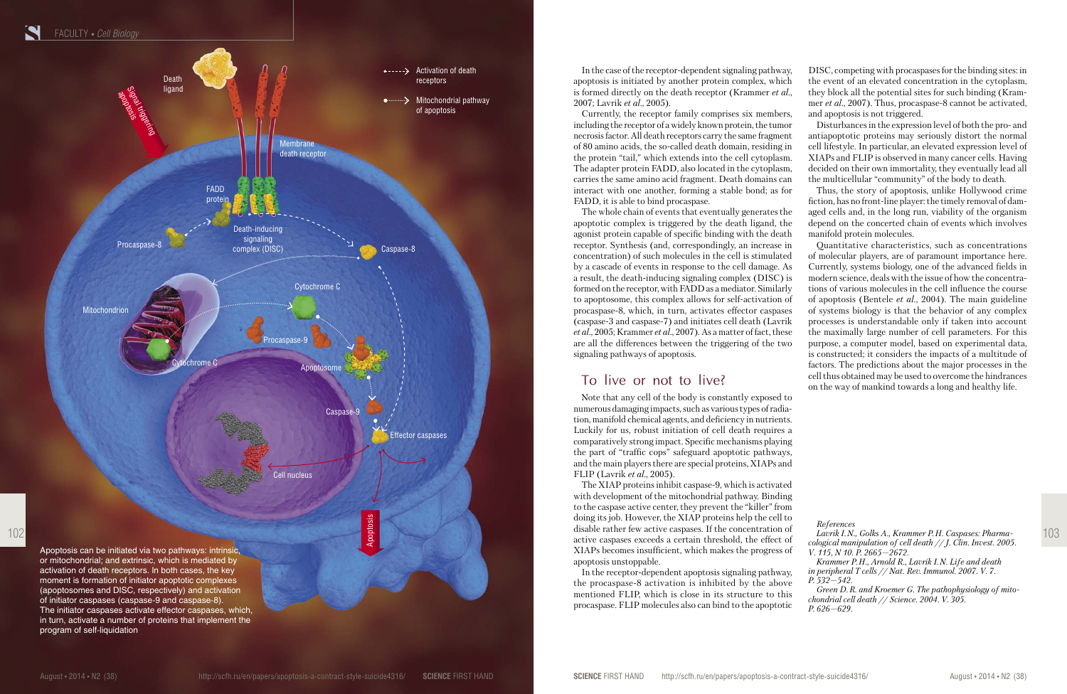Apoptosis can be initiated via two pathways: intrinsic, or mitochondrial; and extrinsic, which is mediated by activation of death receptors. In both cases, the key moment is formation of initiator apoptotic complexes (apoptosomes and DISC, respectively) and activation of initiator caspases (caspase-9 and caspase-8). The initiator caspases activate effector caspases, which, in turn, activate a number of proteins that implement the program of self-liquidation

In the case of the receptor-dependent signaling pathway, apoptosis is initiated by another protein complex, which is formed directly on the death receptor (Krammer *et al.*, 2007; Lavrik *et al.*, 2005).

Currently, the receptor family comprises six members, including the receptor of a widely known protein, the tumor necrosis factor. All death receptors carry the same fragment of 80 amino acids, the so-called death domain, residing in the protein "tail," which extends into the cell cytoplasm. The adapter protein FADD, also located in the cytoplasm, carries the same amino acid fragment. Death domains can interact with one another, forming a stable bond; as for FADD, it is able to bind procaspase.

The whole chain of events that eventually generates the apoptotic complex is triggered by the death ligand, the agonist protein capable of specific binding with the death receptor. Synthesis (and, correspondingly, an increase in concentration) of such molecules in the cell is stimulated by a cascade of events in response to the cell damage. As a result, the death-inducing signaling complex (DISC) is formed on the receptor, with FADD as a mediator. Similarly to apoptosome, this complex allows for self-activation of procaspase-8, which, in turn, activates effector caspases (caspase-3 and caspase-7) and initiates cell death (Lavrik *et al.*, 2005; Krammer *et al.*, 2007). As a matter of fact, these are all the differences between the triggering of the two signaling pathways of apoptosis.

## To live or not to live?

Note that any cell of the body is constantly exposed to numerous damaging impacts, such as various types of radiation, manifold chemical agents, and deficiency in nutrients. Luckily for us, robust initiation of cell death requires a comparatively strong impact. Specific mechanisms playing the part of "traffic cops" safeguard apoptotic pathways, and the main players there are special proteins, XIAPs and FLIP (Lavrik *et al.*, 2005).

The XIAP proteins inhibit caspase-9, which is activated with development of the mitochondrial pathway. Binding to the caspase active center, they prevent the "killer" from doing its job. However, the XIAP proteins help the cell to disable rather few active caspases. If the concentration of active caspases exceeds a certain threshold, the effect of XIAPs becomes insufficient, which makes the progress of apoptosis unstoppable.

In the receptor-dependent apoptosis signaling pathway, the procaspase-8 activation is inhibited by the above mentioned FLIP, which is close in its structure to this procaspase. FLIP molecules also can bind to the apoptotic DISC, competing with procaspases for the binding sites: in the event of an elevated concentration in the cytoplasm, they block all the potential sites for such binding (Krammer *et al.*, 2007). Thus, procaspase-8 cannot be activated, and apoptosis is not triggered.

Disturbances in the expression level of both the pro- and antiapoptotic proteins may seriously distort the normal cell lifestyle. In particular, an elevated expression level of XIAPs and FLIP is observed in many cancer cells. Having decided on their own immortality, they eventually lead all the multicellular "community" of the body to death.

Thus, the story of apoptosis, unlike Hollywood crime fiction, has no front-line player: the timely removal of damaged cells and, in the long run, viability of the organism depend on the concerted chain of events which involves manifold protein molecules.

Quantitative characteristics, such as concentrations of molecular players, are of paramount importance here. Currently, systems biology, one of the advanced fields in modern science, deals with the issue of how the concentrations of various molecules in the cell influence the course of apoptosis (Bentele *et al.*, 2004). The main guideline of systems biology is that the behavior of any complex processes is understandable only if taken into account the maximally large number of cell parameters. For this purpose, a computer model, based on experimental data, is constructed; it considers the impacts of a multitude of factors. The predictions about the major processes in the cell thus obtained may be used to overcome the hindrances on the way of mankind towards a long and healthy life.

*References*

*Lavrik I.N., Golks A., Krammer P.H. Caspases: Pharmacological manipulation of cell death // J. Clin. Invest. 2005. V. 115, N 10. P. 2665—2672.*

*Krammer P.H., Arnold R., Lavrik I.N. Life and death in peripheral T cells // Nat. Rev. Immunol. 2007. V. 7. P. 532—542.*

*Green D.R. and Kroemer G. The pathophysiology of mitochondrial cell death // Science. 2004. V. 305. P. 626—629.*